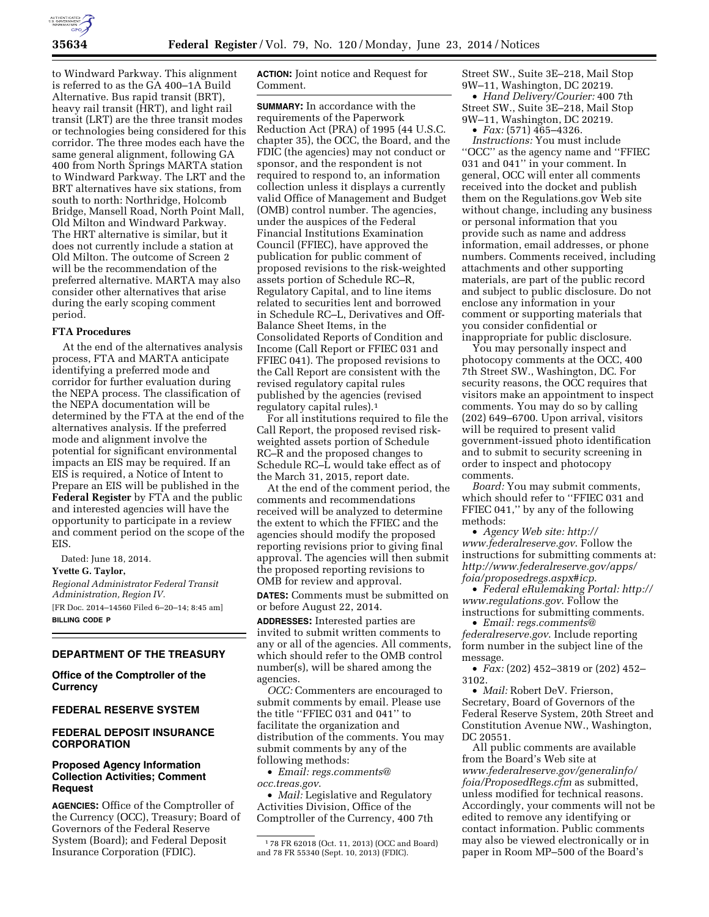to Windward Parkway. This alignment is referred to as the GA 400–1A Build Alternative. Bus rapid transit (BRT), heavy rail transit (HRT), and light rail transit (LRT) are the three transit modes or technologies being considered for this corridor. The three modes each have the same general alignment, following GA 400 from North Springs MARTA station to Windward Parkway. The LRT and the BRT alternatives have six stations, from south to north: Northridge, Holcomb Bridge, Mansell Road, North Point Mall, Old Milton and Windward Parkway. The HRT alternative is similar, but it does not currently include a station at Old Milton. The outcome of Screen 2 will be the recommendation of the preferred alternative. MARTA may also consider other alternatives that arise during the early scoping comment period.

**FTA Procedures**

At the end of the alternatives analysis process, FTA and MARTA anticipate identifying a preferred mode and corridor for further evaluation during the NEPA process. The classification of the NEPA documentation will be determined by the FTA at the end of the alternatives analysis. If the preferred mode and alignment involve the potential for significant environmental impacts an EIS may be required. If an EIS is required, a Notice of Intent to Prepare an EIS will be published in the **Federal Register** by FTA and the public and interested agencies will have the opportunity to participate in a review and comment period on the scope of the EIS.

Dated: June 18, 2014.

**Yvette G. Taylor,**

*Regional Administrator Federal Transit Administration, Region IV.*

[FR Doc. 2014–14560 Filed 6–20–14; 8:45 am]

**BILLING CODE P**

## DEPARTMENT OF THE TREASURY

### Office of the Comptroller of the Currency

## FEDERAL RESERVE SYSTEM

## FEDERAL DEPOSIT INSURANCE CORPORATION

### Proposed Agency Information Collection Activities; Comment Request

**AGENCIES:** Office of the Comptroller of the Currency (OCC), Treasury; Board of Governors of the Federal Reserve System (Board); and Federal Deposit Insurance Corporation (FDIC).

**ACTION:** Joint notice and Request for Comment.

**SUMMARY:** In accordance with the requirements of the Paperwork Reduction Act (PRA) of 1995 (44 U.S.C. chapter 35), the OCC, the Board, and the FDIC (the agencies) may not conduct or sponsor, and the respondent is not required to respond to, an information collection unless it displays a currently valid Office of Management and Budget (OMB) control number. The agencies, under the auspices of the Federal Financial Institutions Examination Council (FFIEC), have approved the publication for public comment of proposed revisions to the risk-weighted assets portion of Schedule RC–R, Regulatory Capital, and to line items related to securities lent and borrowed in Schedule RC–L, Derivatives and Off-Balance Sheet Items, in the Consolidated Reports of Condition and Income (Call Report or FFIEC 031 and FFIEC 041). The proposed revisions to the Call Report are consistent with the revised regulatory capital rules published by the agencies (revised regulatory capital rules).[1]

For all institutions required to file the Call Report, the proposed revised risk-weighted assets portion of Schedule RC–R and the proposed changes to Schedule RC–L would take effect as of the March 31, 2015, report date.

At the end of the comment period, the comments and recommendations received will be analyzed to determine the extent to which the FFIEC and the agencies should modify the proposed reporting revisions prior to giving final approval. The agencies will then submit the proposed reporting revisions to OMB for review and approval.

**DATES:** Comments must be submitted on or before August 22, 2014.

**ADDRESSES:** Interested parties are invited to submit written comments to any or all of the agencies. All comments, which should refer to the OMB control number(s), will be shared among the agencies.

*OCC:* Commenters are encouraged to submit comments by email. Please use the title ''FFIEC 031 and 041'' to facilitate the organization and distribution of the comments. You may submit comments by any of the following methods:

- *Email: regs.comments@occ.treas.gov*.
- *Mail:* Legislative and Regulatory Activities Division, Office of the Comptroller of the Currency, 400 7th Street SW., Suite 3E–218, Mail Stop 9W–11, Washington, DC 20219.
- *Hand Delivery/Courier:* 400 7th Street SW., Suite 3E–218, Mail Stop 9W–11, Washington, DC 20219.
- *Fax:* (571) 465–4326.

*Instructions:* You must include ''OCC'' as the agency name and ''FFIEC 031 and 041'' in your comment. In general, OCC will enter all comments received into the docket and publish them on the Regulations.gov Web site without change, including any business or personal information that you provide such as name and address information, email addresses, or phone numbers. Comments received, including attachments and other supporting materials, are part of the public record and subject to public disclosure. Do not enclose any information in your comment or supporting materials that you consider confidential or inappropriate for public disclosure.

You may personally inspect and photocopy comments at the OCC, 400 7th Street SW., Washington, DC. For security reasons, the OCC requires that visitors make an appointment to inspect comments. You may do so by calling (202) 649–6700. Upon arrival, visitors will be required to present valid government-issued photo identification and to submit to security screening in order to inspect and photocopy comments.

*Board:* You may submit comments, which should refer to ''FFIEC 031 and FFIEC 041,'' by any of the following methods:

- *Agency Web site: http://www.federalreserve.gov*. Follow the instructions for submitting comments at: *http://www.federalreserve.gov/apps/foia/proposedregs.aspx#icp*.
- *Federal eRulemaking Portal: http://www.regulations.gov*. Follow the instructions for submitting comments.
- *Email: regs.comments@federalreserve.gov*. Include reporting form number in the subject line of the message.
- *Fax:* (202) 452–3819 or (202) 452–3102.
- *Mail:* Robert DeV. Frierson, Secretary, Board of Governors of the Federal Reserve System, 20th Street and Constitution Avenue NW., Washington, DC 20551.

All public comments are available from the Board's Web site at *www.federalreserve.gov/generalinfo/foia/ProposedRegs.cfm* as submitted, unless modified for technical reasons. Accordingly, your comments will not be edited to remove any identifying or contact information. Public comments may also be viewed electronically or in paper in Room MP–500 of the Board's

[1] 78 FR 62018 (Oct. 11, 2013) (OCC and Board) and 78 FR 55340 (Sept. 10, 2013) (FDIC).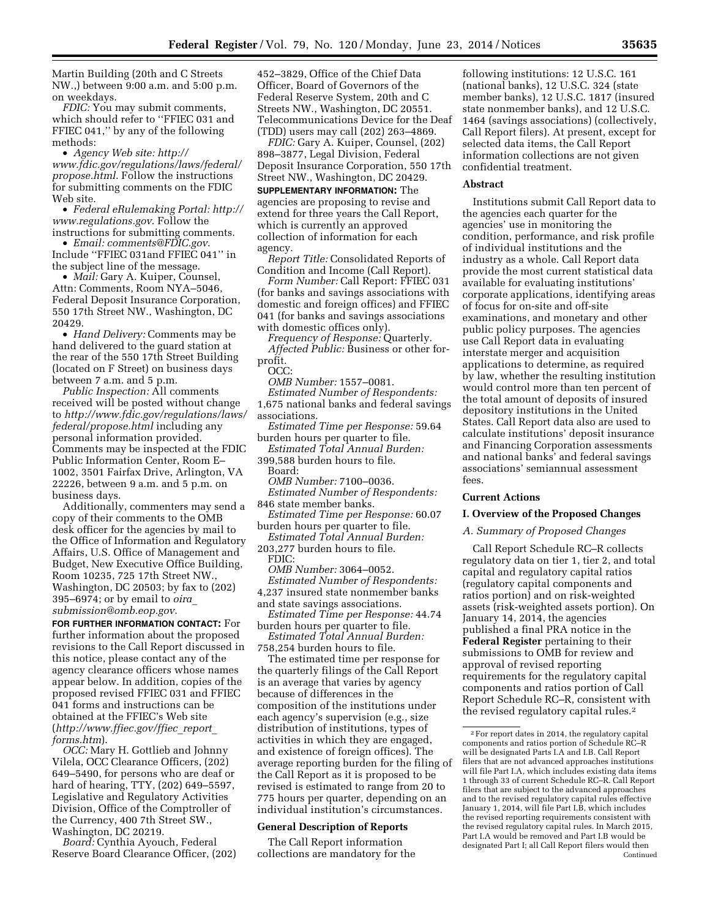Martin Building (20th and C Streets NW.,) between 9:00 a.m. and 5:00 p.m. on weekdays.

*FDIC:* You may submit comments, which should refer to ''FFIEC 031 and FFIEC 041,'' by any of the following methods:

- *Agency Web site: http://www.fdic.gov/regulations/laws/federal/propose.html*. Follow the instructions for submitting comments on the FDIC Web site.
- *Federal eRulemaking Portal: http://www.regulations.gov*. Follow the instructions for submitting comments.
- *Email: comments@FDIC.gov*. Include ''FFIEC 031and FFIEC 041'' in the subject line of the message.
- *Mail:* Gary A. Kuiper, Counsel, Attn: Comments, Room NYA–5046, Federal Deposit Insurance Corporation, 550 17th Street NW., Washington, DC 20429.
- *Hand Delivery:* Comments may be hand delivered to the guard station at the rear of the 550 17th Street Building (located on F Street) on business days between 7 a.m. and 5 p.m.

*Public Inspection:* All comments received will be posted without change to *http://www.fdic.gov/regulations/laws/federal/propose.html* including any personal information provided. Comments may be inspected at the FDIC Public Information Center, Room E–1002, 3501 Fairfax Drive, Arlington, VA 22226, between 9 a.m. and 5 p.m. on business days.

Additionally, commenters may send a copy of their comments to the OMB desk officer for the agencies by mail to the Office of Information and Regulatory Affairs, U.S. Office of Management and Budget, New Executive Office Building, Room 10235, 725 17th Street NW., Washington, DC 20503; by fax to (202) 395–6974; or by email to *oira_submission@omb.eop.gov*.

**FOR FURTHER INFORMATION CONTACT:** For further information about the proposed revisions to the Call Report discussed in this notice, please contact any of the agency clearance officers whose names appear below. In addition, copies of the proposed revised FFIEC 031 and FFIEC 041 forms and instructions can be obtained at the FFIEC's Web site (*http://www.ffiec.gov/ffiec_report_forms.htm*).

*OCC:* Mary H. Gottlieb and Johnny Vilela, OCC Clearance Officers, (202) 649–5490, for persons who are deaf or hard of hearing, TTY, (202) 649–5597, Legislative and Regulatory Activities Division, Office of the Comptroller of the Currency, 400 7th Street SW., Washington, DC 20219.

*Board:* Cynthia Ayouch, Federal Reserve Board Clearance Officer, (202) 452–3829, Office of the Chief Data Officer, Board of Governors of the Federal Reserve System, 20th and C Streets NW., Washington, DC 20551. Telecommunications Device for the Deaf (TDD) users may call (202) 263–4869.

*FDIC:* Gary A. Kuiper, Counsel, (202) 898–3877, Legal Division, Federal Deposit Insurance Corporation, 550 17th Street NW., Washington, DC 20429.

**SUPPLEMENTARY INFORMATION:** The agencies are proposing to revise and extend for three years the Call Report, which is currently an approved collection of information for each agency.

*Report Title:* Consolidated Reports of Condition and Income (Call Report).

*Form Number:* Call Report: FFIEC 031 (for banks and savings associations with domestic and foreign offices) and FFIEC 041 (for banks and savings associations with domestic offices only).

*Frequency of Response:* Quarterly.

*Affected Public:* Business or other for-profit.

OCC:

*OMB Number:* 1557–0081.

*Estimated Number of Respondents:* 1,675 national banks and federal savings associations.

*Estimated Time per Response:* 59.64 burden hours per quarter to file.

*Estimated Total Annual Burden:* 399,588 burden hours to file.

Board:

*OMB Number:* 7100–0036.

*Estimated Number of Respondents:* 846 state member banks.

*Estimated Time per Response:* 60.07 burden hours per quarter to file.

*Estimated Total Annual Burden:* 203,277 burden hours to file.

FDIC:

*OMB Number:* 3064–0052.

*Estimated Number of Respondents:* 4,237 insured state nonmember banks and state savings associations.

*Estimated Time per Response:* 44.74 burden hours per quarter to file.

*Estimated Total Annual Burden:* 758,254 burden hours to file.

The estimated time per response for the quarterly filings of the Call Report is an average that varies by agency because of differences in the composition of the institutions under each agency's supervision (e.g., size distribution of institutions, types of activities in which they are engaged, and existence of foreign offices). The average reporting burden for the filing of the Call Report as it is proposed to be revised is estimated to range from 20 to 775 hours per quarter, depending on an individual institution's circumstances.

## General Description of Reports

The Call Report information collections are mandatory for the following institutions: 12 U.S.C. 161 (national banks), 12 U.S.C. 324 (state member banks), 12 U.S.C. 1817 (insured state nonmember banks), and 12 U.S.C. 1464 (savings associations) (collectively, Call Report filers). At present, except for selected data items, the Call Report information collections are not given confidential treatment.

## Abstract

Institutions submit Call Report data to the agencies each quarter for the agencies' use in monitoring the condition, performance, and risk profile of individual institutions and the industry as a whole. Call Report data provide the most current statistical data available for evaluating institutions' corporate applications, identifying areas of focus for on-site and off-site examinations, and monetary and other public policy purposes. The agencies use Call Report data in evaluating interstate merger and acquisition applications to determine, as required by law, whether the resulting institution would control more than ten percent of the total amount of deposits of insured depository institutions in the United States. Call Report data also are used to calculate institutions' deposit insurance and Financing Corporation assessments and national banks' and federal savings associations' semiannual assessment fees.

## Current Actions

## I. Overview of the Proposed Changes

### *A. Summary of Proposed Changes*

Call Report Schedule RC–R collects regulatory data on tier 1, tier 2, and total capital and regulatory capital ratios (regulatory capital components and ratios portion) and on risk-weighted assets (risk-weighted assets portion). On January 14, 2014, the agencies published a final PRA notice in the **Federal Register** pertaining to their submissions to OMB for review and approval of revised reporting requirements for the regulatory capital components and ratios portion of Call Report Schedule RC–R, consistent with the revised regulatory capital rules.[2]

[2] For report dates in 2014, the regulatory capital components and ratios portion of Schedule RC–R will be designated Parts I.A and I.B. Call Report filers that are not advanced approaches institutions will file Part I.A, which includes existing data items 1 through 33 of current Schedule RC–R. Call Report filers that are subject to the advanced approaches and to the revised regulatory capital rules effective January 1, 2014, will file Part I.B, which includes the revised reporting requirements consistent with the revised regulatory capital rules. In March 2015, Part I.A would be removed and Part I.B would be designated Part I; all Call Report filers would then Continued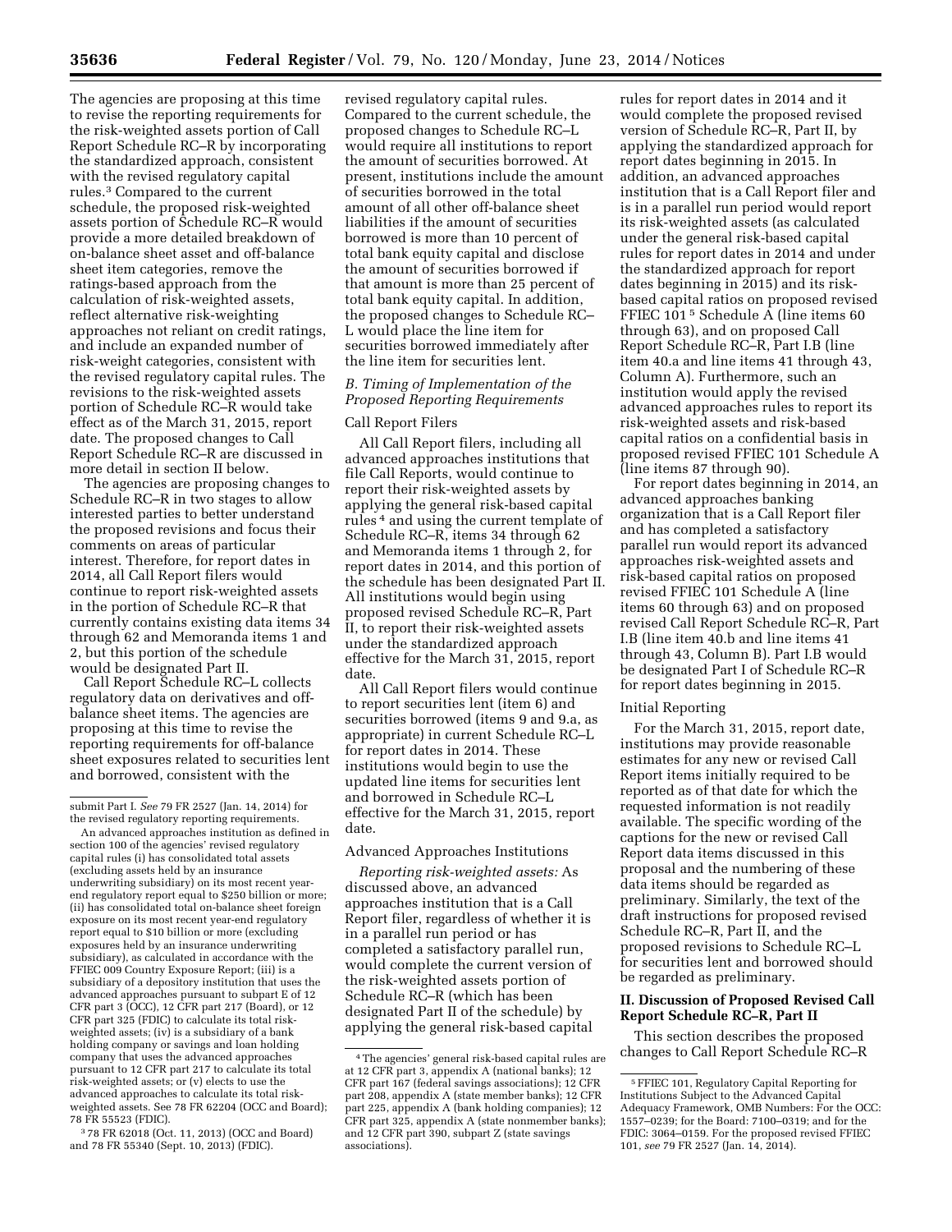The agencies are proposing at this time to revise the reporting requirements for the risk-weighted assets portion of Call Report Schedule RC–R by incorporating the standardized approach, consistent with the revised regulatory capital rules.[3] Compared to the current schedule, the proposed risk-weighted assets portion of Schedule RC–R would provide a more detailed breakdown of on-balance sheet asset and off-balance sheet item categories, remove the ratings-based approach from the calculation of risk-weighted assets, reflect alternative risk-weighting approaches not reliant on credit ratings, and include an expanded number of risk-weight categories, consistent with the revised regulatory capital rules. The revisions to the risk-weighted assets portion of Schedule RC–R would take effect as of the March 31, 2015, report date. The proposed changes to Call Report Schedule RC–R are discussed in more detail in section II below.

The agencies are proposing changes to Schedule RC–R in two stages to allow interested parties to better understand the proposed revisions and focus their comments on areas of particular interest. Therefore, for report dates in 2014, all Call Report filers would continue to report risk-weighted assets in the portion of Schedule RC–R that currently contains existing data items 34 through 62 and Memoranda items 1 and 2, but this portion of the schedule would be designated Part II.

Call Report Schedule RC–L collects regulatory data on derivatives and off-balance sheet items. The agencies are proposing at this time to revise the reporting requirements for off-balance sheet exposures related to securities lent and borrowed, consistent with the revised regulatory capital rules. Compared to the current schedule, the proposed changes to Schedule RC–L would require all institutions to report the amount of securities borrowed. At present, institutions include the amount of securities borrowed in the total amount of all other off-balance sheet liabilities if the amount of securities borrowed is more than 10 percent of total bank equity capital and disclose the amount of securities borrowed if that amount is more than 25 percent of total bank equity capital. In addition, the proposed changes to Schedule RC–L would place the line item for securities borrowed immediately after the line item for securities lent.

### B. Timing of Implementation of the Proposed Reporting Requirements

Call Report Filers

All Call Report filers, including all advanced approaches institutions that file Call Reports, would continue to report their risk-weighted assets by applying the general risk-based capital rules[4] and using the current template of Schedule RC–R, items 34 through 62 and Memoranda items 1 through 2, for report dates in 2014, and this portion of the schedule has been designated Part II. All institutions would begin using proposed revised Schedule RC–R, Part II, to report their risk-weighted assets under the standardized approach effective for the March 31, 2015, report date.

All Call Report filers would continue to report securities lent (item 6) and securities borrowed (items 9 and 9.a, as appropriate) in current Schedule RC–L for report dates in 2014. These institutions would begin to use the updated line items for securities lent and borrowed in Schedule RC–L effective for the March 31, 2015, report date.

Advanced Approaches Institutions

*Reporting risk-weighted assets:* As discussed above, an advanced approaches institution that is a Call Report filer, regardless of whether it is in a parallel run period or has completed a satisfactory parallel run, would complete the current version of the risk-weighted assets portion of Schedule RC–R (which has been designated Part II of the schedule) by applying the general risk-based capital rules for report dates in 2014 and it would complete the proposed revised version of Schedule RC–R, Part II, by applying the standardized approach for report dates beginning in 2015. In addition, an advanced approaches institution that is a Call Report filer and is in a parallel run period would report its risk-weighted assets (as calculated under the general risk-based capital rules for report dates in 2014 and under the standardized approach for report dates beginning in 2015) and its risk-based capital ratios on proposed revised FFIEC 101[5] Schedule A (line items 60 through 63), and on proposed Call Report Schedule RC–R, Part I.B (line item 40.a and line items 41 through 43, Column A). Furthermore, such an institution would apply the revised advanced approaches rules to report its risk-weighted assets and risk-based capital ratios on a confidential basis in proposed revised FFIEC 101 Schedule A (line items 87 through 90).

For report dates beginning in 2014, an advanced approaches banking organization that is a Call Report filer and has completed a satisfactory parallel run would report its advanced approaches risk-weighted assets and risk-based capital ratios on proposed revised FFIEC 101 Schedule A (line items 60 through 63) and on proposed revised Call Report Schedule RC–R, Part I.B (line item 40.b and line items 41 through 43, Column B). Part I.B would be designated Part I of Schedule RC–R for report dates beginning in 2015.

Initial Reporting

For the March 31, 2015, report date, institutions may provide reasonable estimates for any new or revised Call Report items initially required to be reported as of that date for which the requested information is not readily available. The specific wording of the captions for the new or revised Call Report data items discussed in this proposal and the numbering of these data items should be regarded as preliminary. Similarly, the text of the draft instructions for proposed revised Schedule RC–R, Part II, and the proposed revisions to Schedule RC–L for securities lent and borrowed should be regarded as preliminary.

## II. Discussion of Proposed Revised Call Report Schedule RC–R, Part II

This section describes the proposed changes to Call Report Schedule RC–R

---

submit Part I. *See* 79 FR 2527 (Jan. 14, 2014) for the revised regulatory reporting requirements.

An advanced approaches institution as defined in section 100 of the agencies' revised regulatory capital rules (i) has consolidated total assets (excluding assets held by an insurance underwriting subsidiary) on its most recent year-end regulatory report equal to $250 billion or more; (ii) has consolidated total on-balance sheet foreign exposure on its most recent year-end regulatory report equal to $10 billion or more (excluding exposures held by an insurance underwriting subsidiary), as calculated in accordance with the FFIEC 009 Country Exposure Report; (iii) is a subsidiary of a depository institution that uses the advanced approaches pursuant to subpart E of 12 CFR part 3 (OCC), 12 CFR part 217 (Board), or 12 CFR part 325 (FDIC) to calculate its total risk-weighted assets; (iv) is a subsidiary of a bank holding company or savings and loan holding company that uses the advanced approaches pursuant to 12 CFR part 217 to calculate its total risk-weighted assets; or (v) elects to use the advanced approaches to calculate its total risk-weighted assets. See 78 FR 62204 (OCC and Board); 78 FR 55523 (FDIC).

[3] 78 FR 62018 (Oct. 11, 2013) (OCC and Board) and 78 FR 55340 (Sept. 10, 2013) (FDIC).

[4] The agencies' general risk-based capital rules are at 12 CFR part 3, appendix A (national banks); 12 CFR part 167 (federal savings associations); 12 CFR part 208, appendix A (state member banks); 12 CFR part 225, appendix A (bank holding companies); 12 CFR part 325, appendix A (state nonmember banks); and 12 CFR part 390, subpart Z (state savings associations).

[5] FFIEC 101, Regulatory Capital Reporting for Institutions Subject to the Advanced Capital Adequacy Framework, OMB Numbers: For the OCC: 1557–0239; for the Board: 7100–0319; and for the FDIC: 3064–0159. For the proposed revised FFIEC 101, *see* 79 FR 2527 (Jan. 14, 2014).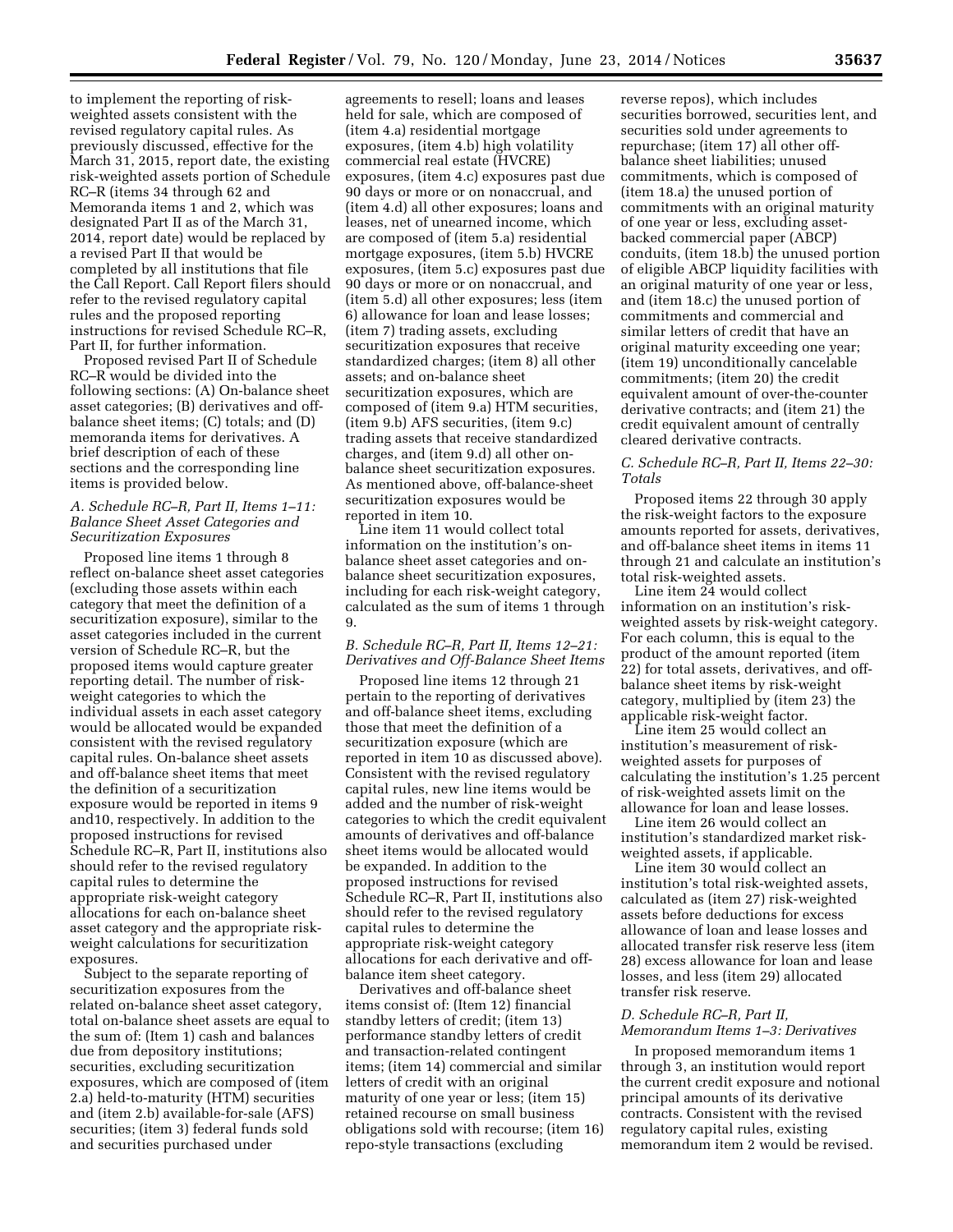to implement the reporting of risk-weighted assets consistent with the revised regulatory capital rules. As previously discussed, effective for the March 31, 2015, report date, the existing risk-weighted assets portion of Schedule RC–R (items 34 through 62 and Memoranda items 1 and 2, which was designated Part II as of the March 31, 2014, report date) would be replaced by a revised Part II that would be completed by all institutions that file the Call Report. Call Report filers should refer to the revised regulatory capital rules and the proposed reporting instructions for revised Schedule RC–R, Part II, for further information.

Proposed revised Part II of Schedule RC–R would be divided into the following sections: (A) On-balance sheet asset categories; (B) derivatives and off-balance sheet items; (C) totals; and (D) memoranda items for derivatives. A brief description of each of these sections and the corresponding line items is provided below.

### *A. Schedule RC–R, Part II, Items 1–11: Balance Sheet Asset Categories and Securitization Exposures*

Proposed line items 1 through 8 reflect on-balance sheet asset categories (excluding those assets within each category that meet the definition of a securitization exposure), similar to the asset categories included in the current version of Schedule RC–R, but the proposed items would capture greater reporting detail. The number of risk-weight categories to which the individual assets in each asset category would be allocated would be expanded consistent with the revised regulatory capital rules. On-balance sheet assets and off-balance sheet items that meet the definition of a securitization exposure would be reported in items 9 and10, respectively. In addition to the proposed instructions for revised Schedule RC–R, Part II, institutions also should refer to the revised regulatory capital rules to determine the appropriate risk-weight category allocations for each on-balance sheet asset category and the appropriate risk-weight calculations for securitization exposures.

Subject to the separate reporting of securitization exposures from the related on-balance sheet asset category, total on-balance sheet assets are equal to the sum of: (Item 1) cash and balances due from depository institutions; securities, excluding securitization exposures, which are composed of (item 2.a) held-to-maturity (HTM) securities and (item 2.b) available-for-sale (AFS) securities; (item 3) federal funds sold and securities purchased under agreements to resell; loans and leases held for sale, which are composed of (item 4.a) residential mortgage exposures, (item 4.b) high volatility commercial real estate (HVCRE) exposures, (item 4.c) exposures past due 90 days or more or on nonaccrual, and (item 4.d) all other exposures; loans and leases, net of unearned income, which are composed of (item 5.a) residential mortgage exposures, (item 5.b) HVCRE exposures, (item 5.c) exposures past due 90 days or more or on nonaccrual, and (item 5.d) all other exposures; less (item 6) allowance for loan and lease losses; (item 7) trading assets, excluding securitization exposures that receive standardized charges; (item 8) all other assets; and on-balance sheet securitization exposures, which are composed of (item 9.a) HTM securities, (item 9.b) AFS securities, (item 9.c) trading assets that receive standardized charges, and (item 9.d) all other on-balance sheet securitization exposures. As mentioned above, off-balance-sheet securitization exposures would be reported in item 10.

Line item 11 would collect total information on the institution's on-balance sheet asset categories and on-balance sheet securitization exposures, including for each risk-weight category, calculated as the sum of items 1 through 9.

### *B. Schedule RC–R, Part II, Items 12–21: Derivatives and Off-Balance Sheet Items*

Proposed line items 12 through 21 pertain to the reporting of derivatives and off-balance sheet items, excluding those that meet the definition of a securitization exposure (which are reported in item 10 as discussed above). Consistent with the revised regulatory capital rules, new line items would be added and the number of risk-weight categories to which the credit equivalent amounts of derivatives and off-balance sheet items would be allocated would be expanded. In addition to the proposed instructions for revised Schedule RC–R, Part II, institutions also should refer to the revised regulatory capital rules to determine the appropriate risk-weight category allocations for each derivative and off-balance item sheet category.

Derivatives and off-balance sheet items consist of: (Item 12) financial standby letters of credit; (item 13) performance standby letters of credit and transaction-related contingent items; (item 14) commercial and similar letters of credit with an original maturity of one year or less; (item 15) retained recourse on small business obligations sold with recourse; (item 16) repo-style transactions (excluding reverse repos), which includes securities borrowed, securities lent, and securities sold under agreements to repurchase; (item 17) all other off-balance sheet liabilities; unused commitments, which is composed of (item 18.a) the unused portion of commitments with an original maturity of one year or less, excluding asset-backed commercial paper (ABCP) conduits, (item 18.b) the unused portion of eligible ABCP liquidity facilities with an original maturity of one year or less, and (item 18.c) the unused portion of commitments and commercial and similar letters of credit that have an original maturity exceeding one year; (item 19) unconditionally cancelable commitments; (item 20) the credit equivalent amount of over-the-counter derivative contracts; and (item 21) the credit equivalent amount of centrally cleared derivative contracts.

### *C. Schedule RC–R, Part II, Items 22–30: Totals*

Proposed items 22 through 30 apply the risk-weight factors to the exposure amounts reported for assets, derivatives, and off-balance sheet items in items 11 through 21 and calculate an institution's total risk-weighted assets.

Line item 24 would collect information on an institution's risk-weighted assets by risk-weight category. For each column, this is equal to the product of the amount reported (item 22) for total assets, derivatives, and off-balance sheet items by risk-weight category, multiplied by (item 23) the applicable risk-weight factor.

Line item 25 would collect an institution's measurement of risk-weighted assets for purposes of calculating the institution's 1.25 percent of risk-weighted assets limit on the allowance for loan and lease losses.

Line item 26 would collect an institution's standardized market risk-weighted assets, if applicable.

Line item 30 would collect an institution's total risk-weighted assets, calculated as (item 27) risk-weighted assets before deductions for excess allowance of loan and lease losses and allocated transfer risk reserve less (item 28) excess allowance for loan and lease losses, and less (item 29) allocated transfer risk reserve.

### *D. Schedule RC–R, Part II, Memorandum Items 1–3: Derivatives*

In proposed memorandum items 1 through 3, an institution would report the current credit exposure and notional principal amounts of its derivative contracts. Consistent with the revised regulatory capital rules, existing memorandum item 2 would be revised.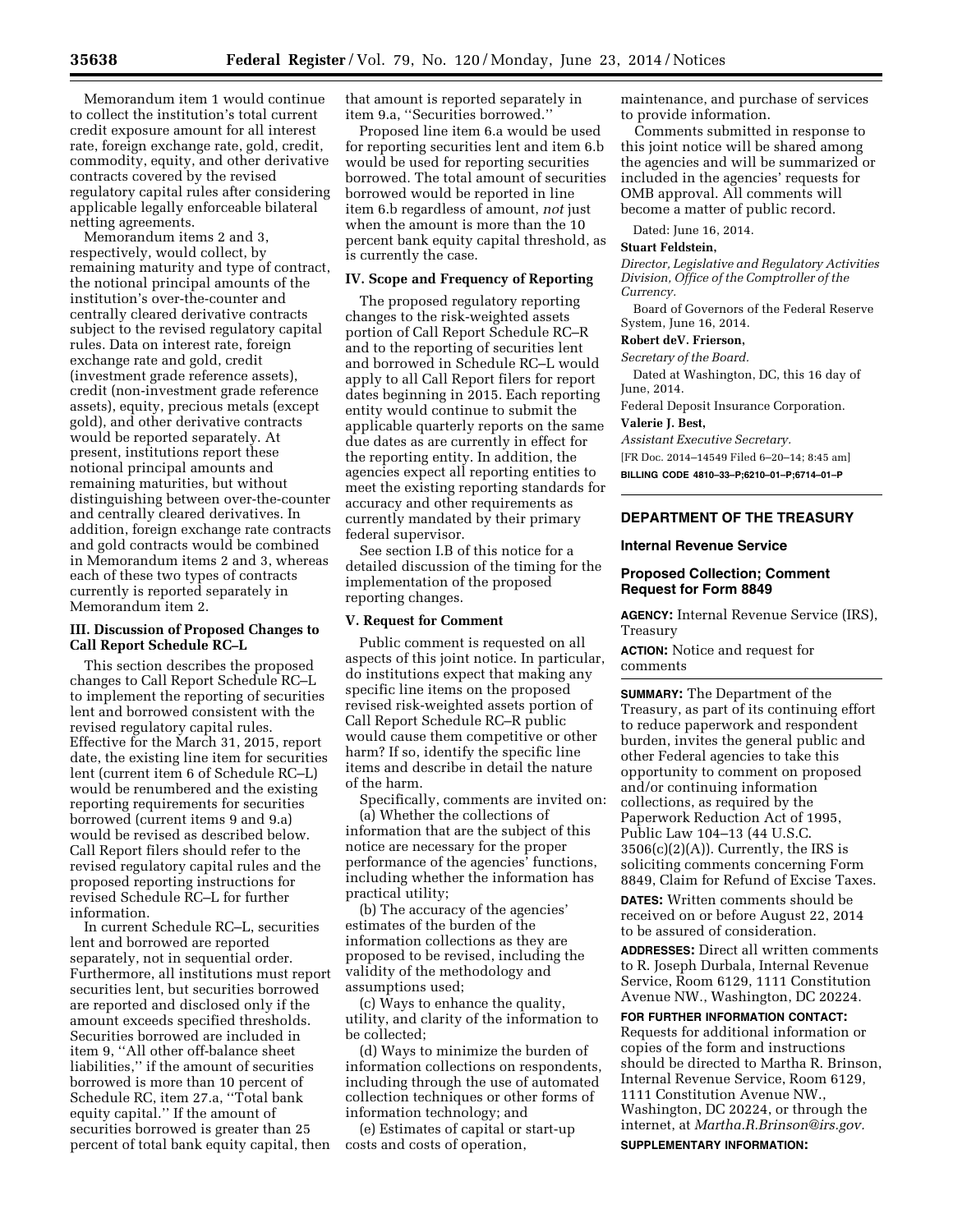Memorandum item 1 would continue to collect the institution's total current credit exposure amount for all interest rate, foreign exchange rate, gold, credit, commodity, equity, and other derivative contracts covered by the revised regulatory capital rules after considering applicable legally enforceable bilateral netting agreements.

Memorandum items 2 and 3, respectively, would collect, by remaining maturity and type of contract, the notional principal amounts of the institution's over-the-counter and centrally cleared derivative contracts subject to the revised regulatory capital rules. Data on interest rate, foreign exchange rate and gold, credit (investment grade reference assets), credit (non-investment grade reference assets), equity, precious metals (except gold), and other derivative contracts would be reported separately. At present, institutions report these notional principal amounts and remaining maturities, but without distinguishing between over-the-counter and centrally cleared derivatives. In addition, foreign exchange rate contracts and gold contracts would be combined in Memorandum items 2 and 3, whereas each of these two types of contracts currently is reported separately in Memorandum item 2.

### III. Discussion of Proposed Changes to Call Report Schedule RC–L

This section describes the proposed changes to Call Report Schedule RC–L to implement the reporting of securities lent and borrowed consistent with the revised regulatory capital rules. Effective for the March 31, 2015, report date, the existing line item for securities lent (current item 6 of Schedule RC–L) would be renumbered and the existing reporting requirements for securities borrowed (current items 9 and 9.a) would be revised as described below. Call Report filers should refer to the revised regulatory capital rules and the proposed reporting instructions for revised Schedule RC–L for further information.

In current Schedule RC–L, securities lent and borrowed are reported separately, not in sequential order. Furthermore, all institutions must report securities lent, but securities borrowed are reported and disclosed only if the amount exceeds specified thresholds. Securities borrowed are included in item 9, ''All other off-balance sheet liabilities,'' if the amount of securities borrowed is more than 10 percent of Schedule RC, item 27.a, ''Total bank equity capital.'' If the amount of securities borrowed is greater than 25 percent of total bank equity capital, then that amount is reported separately in item 9.a, ''Securities borrowed.''

Proposed line item 6.a would be used for reporting securities lent and item 6.b would be used for reporting securities borrowed. The total amount of securities borrowed would be reported in line item 6.b regardless of amount, *not* just when the amount is more than the 10 percent bank equity capital threshold, as is currently the case.

### IV. Scope and Frequency of Reporting

The proposed regulatory reporting changes to the risk-weighted assets portion of Call Report Schedule RC–R and to the reporting of securities lent and borrowed in Schedule RC–L would apply to all Call Report filers for report dates beginning in 2015. Each reporting entity would continue to submit the applicable quarterly reports on the same due dates as are currently in effect for the reporting entity. In addition, the agencies expect all reporting entities to meet the existing reporting standards for accuracy and other requirements as currently mandated by their primary federal supervisor.

See section I.B of this notice for a detailed discussion of the timing for the implementation of the proposed reporting changes.

### V. Request for Comment

Public comment is requested on all aspects of this joint notice. In particular, do institutions expect that making any specific line items on the proposed revised risk-weighted assets portion of Call Report Schedule RC–R public would cause them competitive or other harm? If so, identify the specific line items and describe in detail the nature of the harm.

Specifically, comments are invited on:

(a) Whether the collections of information that are the subject of this notice are necessary for the proper performance of the agencies' functions, including whether the information has practical utility;

(b) The accuracy of the agencies' estimates of the burden of the information collections as they are proposed to be revised, including the validity of the methodology and assumptions used;

(c) Ways to enhance the quality, utility, and clarity of the information to be collected;

(d) Ways to minimize the burden of information collections on respondents, including through the use of automated collection techniques or other forms of information technology; and

(e) Estimates of capital or start-up costs and costs of operation, maintenance, and purchase of services to provide information.

Comments submitted in response to this joint notice will be shared among the agencies and will be summarized or included in the agencies' requests for OMB approval. All comments will become a matter of public record.

Dated: June 16, 2014.

**Stuart Feldstein,**

*Director, Legislative and Regulatory Activities Division, Office of the Comptroller of the Currency.*

Board of Governors of the Federal Reserve System, June 16, 2014.

**Robert deV. Frierson,**

*Secretary of the Board.*

Dated at Washington, DC, this 16 day of June, 2014.

Federal Deposit Insurance Corporation.

**Valerie J. Best,**

*Assistant Executive Secretary.*

[FR Doc. 2014–14549 Filed 6–20–14; 8:45 am]

**BILLING CODE 4810–33–P;6210–01–P;6714–01–P**

---

## DEPARTMENT OF THE TREASURY

### Internal Revenue Service

### Proposed Collection; Comment Request for Form 8849

**AGENCY:** Internal Revenue Service (IRS), Treasury

**ACTION:** Notice and request for comments

**SUMMARY:** The Department of the Treasury, as part of its continuing effort to reduce paperwork and respondent burden, invites the general public and other Federal agencies to take this opportunity to comment on proposed and/or continuing information collections, as required by the Paperwork Reduction Act of 1995, Public Law 104–13 (44 U.S.C. 3506(c)(2)(A)). Currently, the IRS is soliciting comments concerning Form 8849, Claim for Refund of Excise Taxes.

**DATES:** Written comments should be received on or before August 22, 2014 to be assured of consideration.

**ADDRESSES:** Direct all written comments to R. Joseph Durbala, Internal Revenue Service, Room 6129, 1111 Constitution Avenue NW., Washington, DC 20224.

**FOR FURTHER INFORMATION CONTACT:** Requests for additional information or copies of the form and instructions should be directed to Martha R. Brinson, Internal Revenue Service, Room 6129, 1111 Constitution Avenue NW., Washington, DC 20224, or through the internet, at *Martha.R.Brinson@irs.gov.*

**SUPPLEMENTARY INFORMATION:**